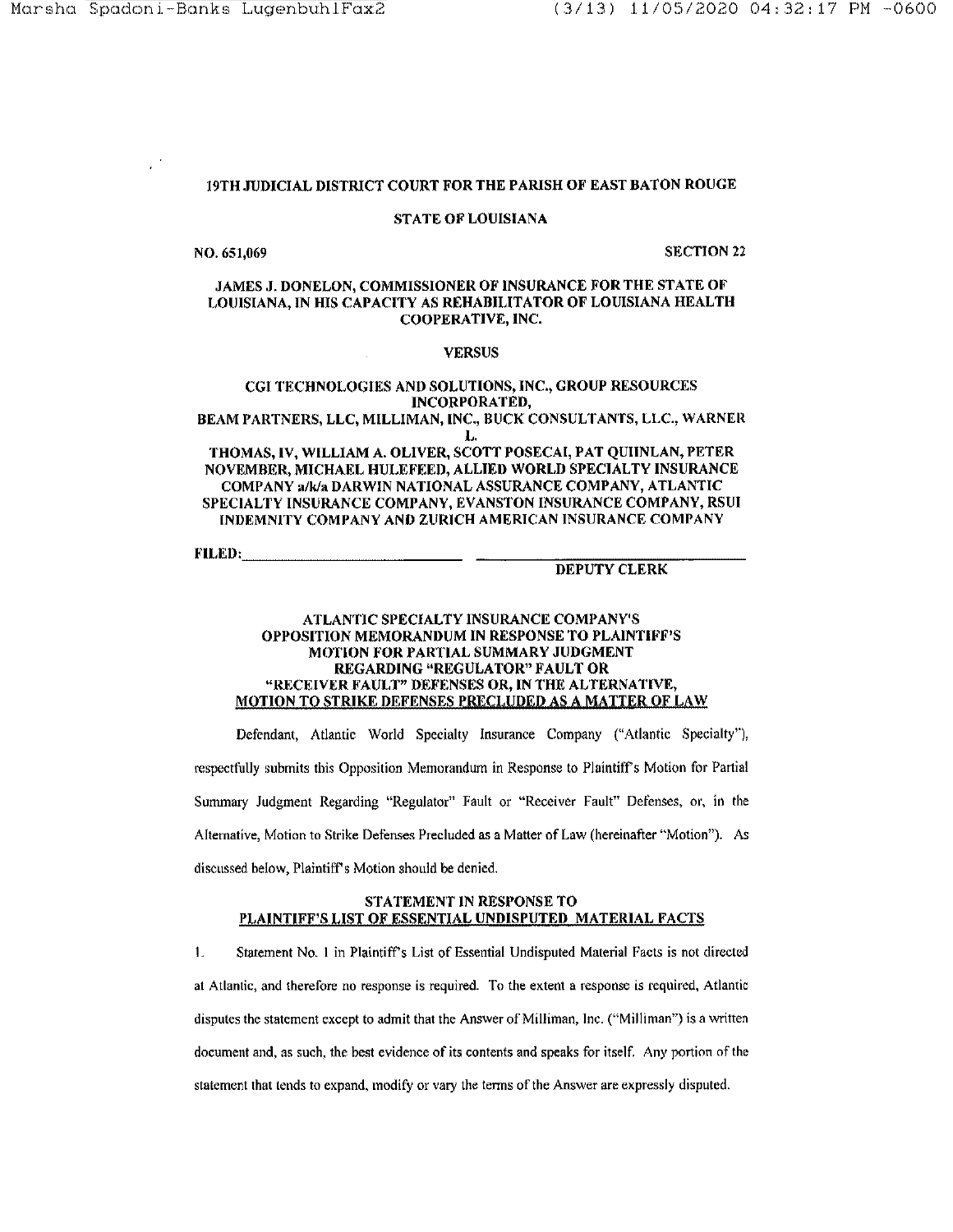**19TH JUDICIAL DISTRICT COURT FOR THE PARISH OF EAST BATON ROUGE**

**STATE OF LOUISIANA**

**NO. 651,069** **SECTION 22**

**JAMES J. DONELON, COMMISSIONER OF INSURANCE FOR THE STATE OF LOUISIANA, IN HIS CAPACITY AS REHABILITATOR OF LOUISIANA HEALTH COOPERATIVE, INC.**

**VERSUS**

**CGI TECHNOLOGIES AND SOLUTIONS, INC., GROUP RESOURCES INCORPORATED, BEAM PARTNERS, LLC, MILLIMAN, INC., BUCK CONSULTANTS, LLC., WARNER L. THOMAS, IV, WILLIAM A. OLIVER, SCOTT POSECAI, PAT QUINLAN, PETER NOVEMBER, MICHAEL HULEFEED, ALLIED WORLD SPECIALTY INSURANCE COMPANY a/k/a DARWIN NATIONAL ASSURANCE COMPANY, ATLANTIC SPECIALTY INSURANCE COMPANY, EVANSTON INSURANCE COMPANY, RSUI INDEMNITY COMPANY AND ZURICH AMERICAN INSURANCE COMPANY**

**FILED:** ______________________ ______________________
**DEPUTY CLERK**

**ATLANTIC SPECIALTY INSURANCE COMPANY'S OPPOSITION MEMORANDUM IN RESPONSE TO PLAINTIFF'S MOTION FOR PARTIAL SUMMARY JUDGMENT REGARDING "REGULATOR" FAULT OR "RECEIVER FAULT" DEFENSES OR, IN THE ALTERNATIVE, MOTION TO STRIKE DEFENSES PRECLUDED AS A MATTER OF LAW**

Defendant, Atlantic World Specialty Insurance Company ("Atlantic Specialty"), respectfully submits this Opposition Memorandum in Response to Plaintiff's Motion for Partial Summary Judgment Regarding "Regulator" Fault or "Receiver Fault" Defenses, or, in the Alternative, Motion to Strike Defenses Precluded as a Matter of Law (hereinafter "Motion"). As discussed below, Plaintiff's Motion should be denied.

**STATEMENT IN RESPONSE TO PLAINTIFF'S LIST OF ESSENTIAL UNDISPUTED MATERIAL FACTS**

1. Statement No. 1 in Plaintiff's List of Essential Undisputed Material Facts is not directed at Atlantic, and therefore no response is required. To the extent a response is required, Atlantic disputes the statement except to admit that the Answer of Milliman, Inc. ("Milliman") is a written document and, as such, the best evidence of its contents and speaks for itself. Any portion of the statement that tends to expand, modify or vary the terms of the Answer are expressly disputed.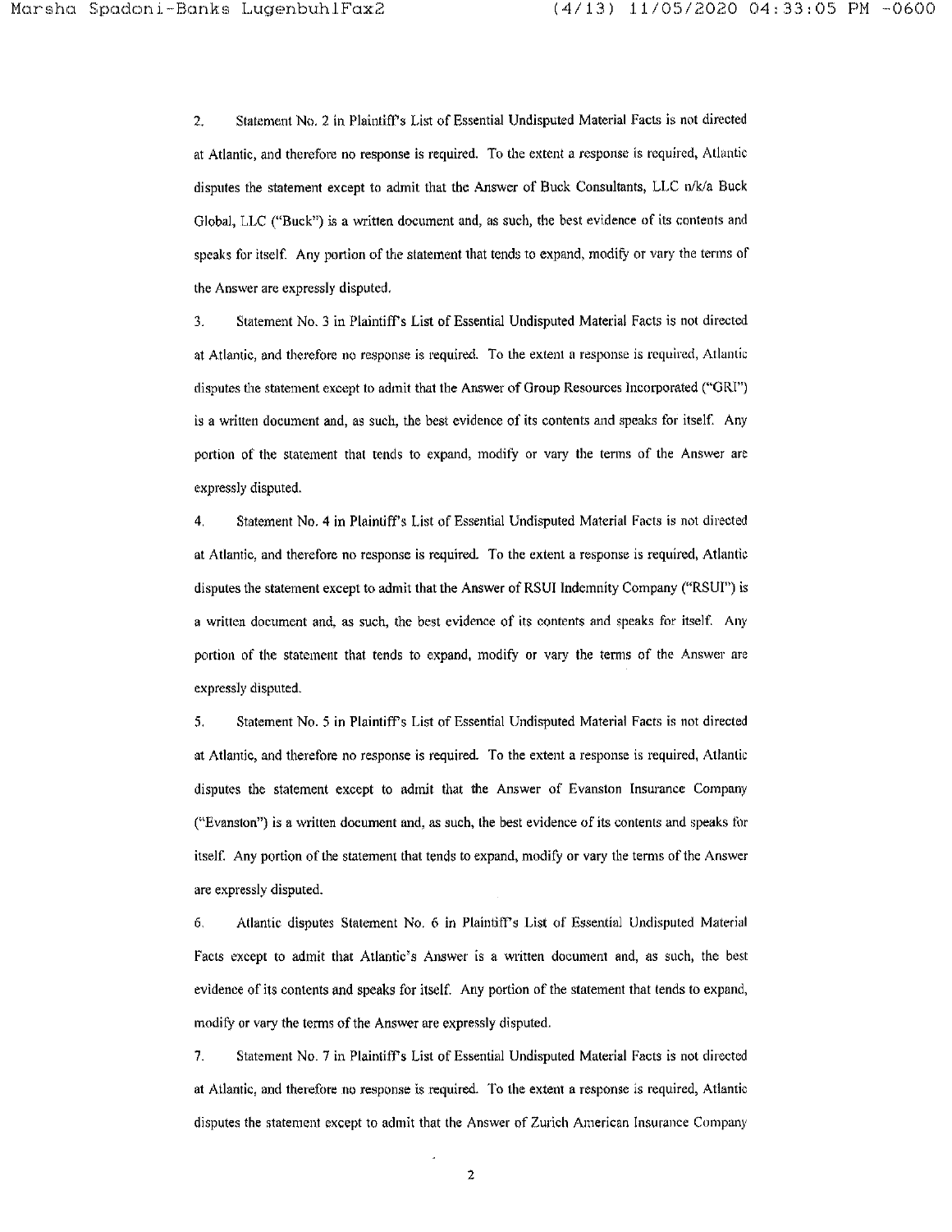2. Statement No. 2 in Plaintiff's List of Essential Undisputed Material Facts is not directed at Atlantic, and therefore no response is required. To the extent a response is required, Atlantic disputes the statement except to admit that the Answer of Buck Consultants, LLC n/k/a Buck Global, LLC ("Buck") is a written document and, as such, the best evidence of its contents and speaks for itself. Any portion of the statement that tends to expand, modify or vary the terms of the Answer are expressly disputed.

3. Statement No. 3 in Plaintiff's List of Essential Undisputed Material Facts is not directed at Atlantic, and therefore no response is required. To the extent a response is required, Atlantic disputes the statement except to admit that the Answer of Group Resources Incorporated ("GRI") is a written document and, as such, the best evidence of its contents and speaks for itself. Any portion of the statement that tends to expand, modify or vary the terms of the Answer are expressly disputed.

4. Statement No. 4 in Plaintiff's List of Essential Undisputed Material Facts is not directed at Atlantic, and therefore no response is required. To the extent a response is required, Atlantic disputes the statement except to admit that the Answer of RSUI Indemnity Company ("RSUI") is a written document and, as such, the best evidence of its contents and speaks for itself. Any portion of the statement that tends to expand, modify or vary the terms of the Answer are expressly disputed.

5. Statement No. 5 in Plaintiff's List of Essential Undisputed Material Facts is not directed at Atlantic, and therefore no response is required. To the extent a response is required, Atlantic disputes the statement except to admit that the Answer of Evanston Insurance Company ("Evanston") is a written document and, as such, the best evidence of its contents and speaks for itself. Any portion of the statement that tends to expand, modify or vary the terms of the Answer are expressly disputed.

6. Atlantic disputes Statement No. 6 in Plaintiff's List of Essential Undisputed Material Facts except to admit that Atlantic's Answer is a written document and, as such, the best evidence of its contents and speaks for itself. Any portion of the statement that tends to expand, modify or vary the terms of the Answer are expressly disputed.

7. Statement No. 7 in Plaintiff's List of Essential Undisputed Material Facts is not directed at Atlantic, and therefore no response is required. To the extent a response is required, Atlantic disputes the statement except to admit that the Answer of Zurich American Insurance Company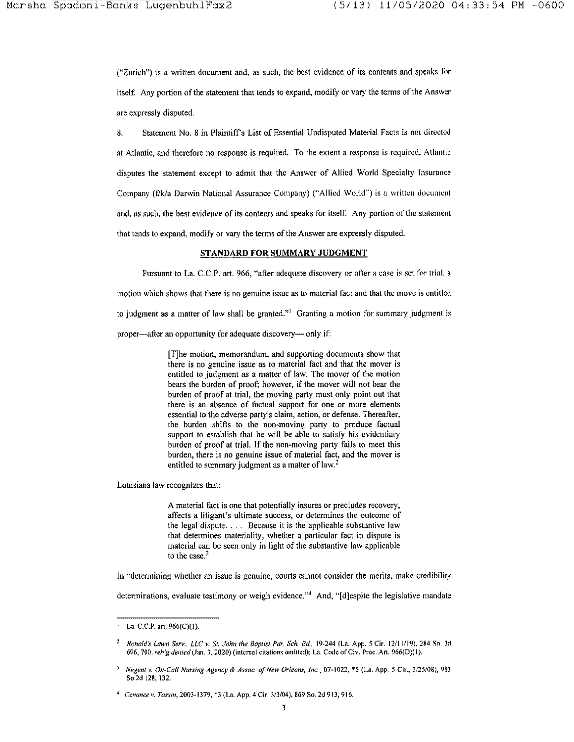("Zurich") is a written document and, as such, the best evidence of its contents and speaks for itself. Any portion of the statement that tends to expand, modify or vary the terms of the Answer are expressly disputed.

8. Statement No. 8 in Plaintiff's List of Essential Undisputed Material Facts is not directed at Atlantic, and therefore no response is required. To the extent a response is required, Atlantic disputes the statement except to admit that the Answer of Allied World Specialty Insurance Company (f/k/a Darwin National Assurance Company) ("Allied World") is a written document and, as such, the best evidence of its contents and speaks for itself. Any portion of the statement that tends to expand, modify or vary the terms of the Answer are expressly disputed.

**STANDARD FOR SUMMARY JUDGMENT**

Pursuant to La. C.C.P. art. 966, "after adequate discovery or after a case is set for trial, a motion which shows that there is no genuine issue as to material fact and that the move is entitled to judgment as a matter of law shall be granted."[1] Granting a motion for summary judgment is proper—after an opportunity for adequate discovery— only if:

> [T]he motion, memorandum, and supporting documents show that there is no genuine issue as to material fact and that the mover is entitled to judgment as a matter of law. The mover of the motion bears the burden of proof; however, if the mover will not bear the burden of proof at trial, the moving party must only point out that there is an absence of factual support for one or more elements essential to the adverse party's claim, action, or defense. Thereafter, the burden shifts to the non-moving party to produce factual support to establish that he will be able to satisfy his evidentiary burden of proof at trial. If the non-moving party fails to meet this burden, there is no genuine issue of material fact, and the mover is entitled to summary judgment as a matter of law.[2]

Louisiana law recognizes that:

> A material fact is one that potentially insures or precludes recovery, affects a litigant's ultimate success, or determines the outcome of the legal dispute. . . . Because it is the applicable substantive law that determines materiality, whether a particular fact in dispute is material can be seen only in light of the substantive law applicable to the case.[3]

In "determining whether an issue is genuine, courts cannot consider the merits, make credibility determinations, evaluate testimony or weigh evidence."[4] And, "[d]espite the legislative mandate

---

[1] La. C.C.P. art. 966(C)(1).

[2] *Ronald's Lawn Serv., LLC v. St. John the Baptist Par. Sch. Bd.*, 19-244 (La. App. 5 Cir. 12/11/19), 284 So. 3d 696, 700, *reh'g denied* (Jan. 3, 2020) (internal citations omitted); La. Code of Civ. Proc. Art. 966(D)(1).

[3] *Nugent v. On-Call Nursing Agency & Assoc. of New Orleans, Inc.*, 07-1022, *5 (La. App. 5 Cir., 3/25/08), 983 So.2d 128, 132.

[4] *Cenance v. Tassin*, 2003-1379, *3 (La. App. 4 Cir. 3/3/04), 869 So. 2d 913, 916.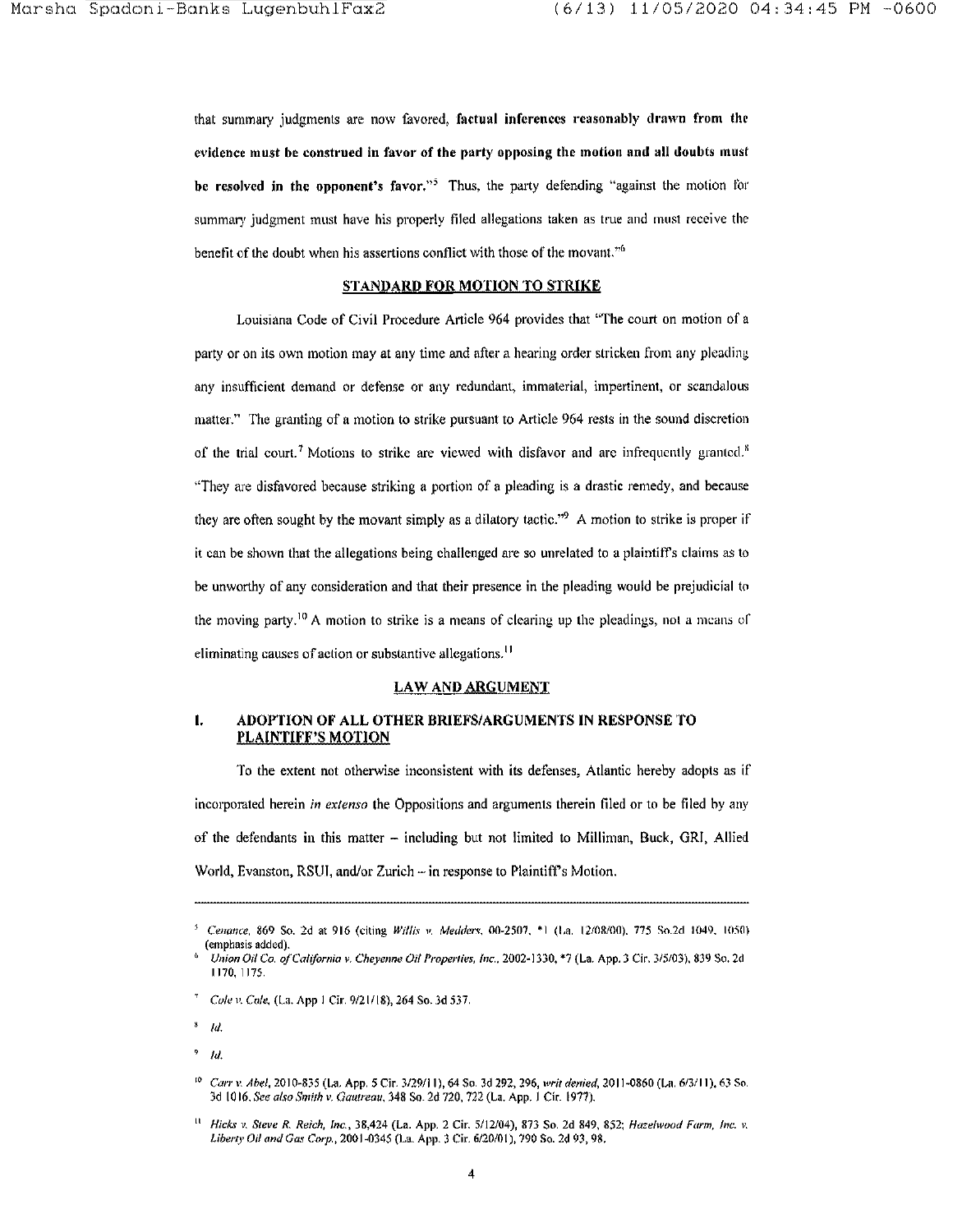that summary judgments are now favored, **factual inferences reasonably drawn from the evidence must be construed in favor of the party opposing the motion and all doubts must be resolved in the opponent's favor.**"[5] Thus, the party defending "against the motion for summary judgment must have his properly filed allegations taken as true and must receive the benefit of the doubt when his assertions conflict with those of the movant."[6]

## STANDARD FOR MOTION TO STRIKE

Louisiana Code of Civil Procedure Article 964 provides that "The court on motion of a party or on its own motion may at any time and after a hearing order stricken from any pleading any insufficient demand or defense or any redundant, immaterial, impertinent, or scandalous matter." The granting of a motion to strike pursuant to Article 964 rests in the sound discretion of the trial court.[7] Motions to strike are viewed with disfavor and are infrequently granted.[8] "They are disfavored because striking a portion of a pleading is a drastic remedy, and because they are often sought by the movant simply as a dilatory tactic."[9] A motion to strike is proper if it can be shown that the allegations being challenged are so unrelated to a plaintiff's claims as to be unworthy of any consideration and that their presence in the pleading would be prejudicial to the moving party.[10] A motion to strike is a means of clearing up the pleadings, not a means of eliminating causes of action or substantive allegations.[11]

## LAW AND ARGUMENT

### I. ADOPTION OF ALL OTHER BRIEFS/ARGUMENTS IN RESPONSE TO PLAINTIFF'S MOTION

To the extent not otherwise inconsistent with its defenses, Atlantic hereby adopts as if incorporated herein *in extenso* the Oppositions and arguments therein filed or to be filed by any of the defendants in this matter – including but not limited to Milliman, Buck, GRI, Allied World, Evanston, RSUI, and/or Zurich – in response to Plaintiff's Motion.

---

[5] *Cenance*, 869 So. 2d at 916 (citing *Willis v. Medders*, 00-2507, *1 (La. 12/08/00), 775 So.2d 1049, 1050) (emphasis added).

[6] *Union Oil Co. of California v. Cheyenne Oil Properties, Inc.*, 2002-1330, *7 (La. App. 3 Cir. 3/5/03), 839 So. 2d 1170, 1175.

[7] *Cole v. Cole*, (La. App 1 Cir. 9/21/18), 264 So. 3d 537.

[8] *Id.*

[9] *Id.*

[10] *Carr v. Abel*, 2010-835 (La. App. 5 Cir. 3/29/11), 64 So. 3d 292, 296, *writ denied*, 2011-0860 (La. 6/3/11), 63 So. 3d 1016. *See also Smith v. Gautreau*, 348 So. 2d 720, 722 (La. App. 1 Cir. 1977).

[11] *Hicks v. Steve R. Reich, Inc.*, 38,424 (La. App. 2 Cir. 5/12/04), 873 So. 2d 849, 852; *Hazelwood Farm, Inc. v. Liberty Oil and Gas Corp.*, 2001-0345 (La. App. 3 Cir. 6/20/01), 790 So. 2d 93, 98.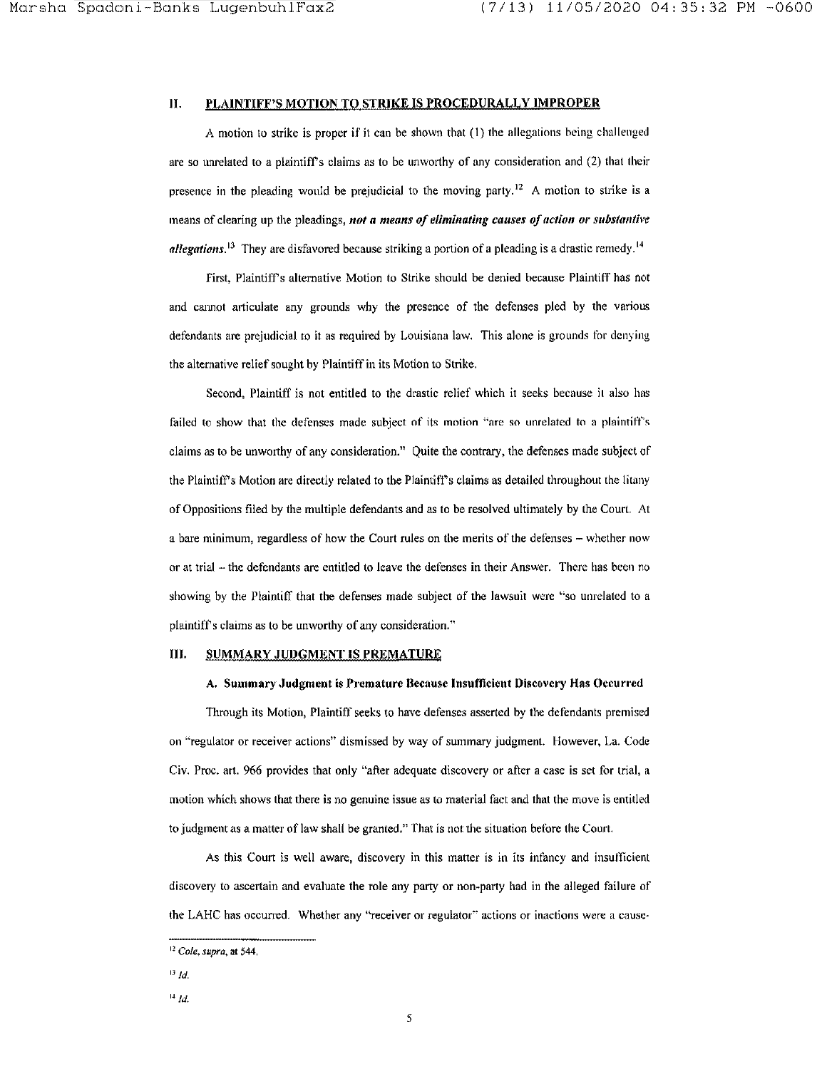## II. PLAINTIFF'S MOTION TO STRIKE IS PROCEDURALLY IMPROPER

A motion to strike is proper if it can be shown that (1) the allegations being challenged are so unrelated to a plaintiff's claims as to be unworthy of any consideration and (2) that their presence in the pleading would be prejudicial to the moving party.[12] A motion to strike is a means of clearing up the pleadings, ***not a means of eliminating causes of action or substantive allegations***.[13] They are disfavored because striking a portion of a pleading is a drastic remedy.[14]

First, Plaintiff's alternative Motion to Strike should be denied because Plaintiff has not and cannot articulate any grounds why the presence of the defenses pled by the various defendants are prejudicial to it as required by Louisiana law. This alone is grounds for denying the alternative relief sought by Plaintiff in its Motion to Strike.

Second, Plaintiff is not entitled to the drastic relief which it seeks because it also has failed to show that the defenses made subject of its motion "are so unrelated to a plaintiff's claims as to be unworthy of any consideration." Quite the contrary, the defenses made subject of the Plaintiff's Motion are directly related to the Plaintiff's claims as detailed throughout the litany of Oppositions filed by the multiple defendants and as to be resolved ultimately by the Court. At a bare minimum, regardless of how the Court rules on the merits of the defenses – whether now or at trial – the defendants are entitled to leave the defenses in their Answer. There has been no showing by the Plaintiff that the defenses made subject of the lawsuit were "so unrelated to a plaintiff's claims as to be unworthy of any consideration."

## III. SUMMARY JUDGMENT IS PREMATURE

### A. Summary Judgment is Premature Because Insufficient Discovery Has Occurred

Through its Motion, Plaintiff seeks to have defenses asserted by the defendants premised on "regulator or receiver actions" dismissed by way of summary judgment. However, La. Code Civ. Proc. art. 966 provides that only "after adequate discovery or after a case is set for trial, a motion which shows that there is no genuine issue as to material fact and that the move is entitled to judgment as a matter of law shall be granted." That is not the situation before the Court.

As this Court is well aware, discovery in this matter is in its infancy and insufficient discovery to ascertain and evaluate the role any party or non-party had in the alleged failure of the LAHC has occurred. Whether any "receiver or regulator" actions or inactions were a cause-

---

[12] *Cole*, *supra*, at 544.

[13] *Id.*

[14] *Id.*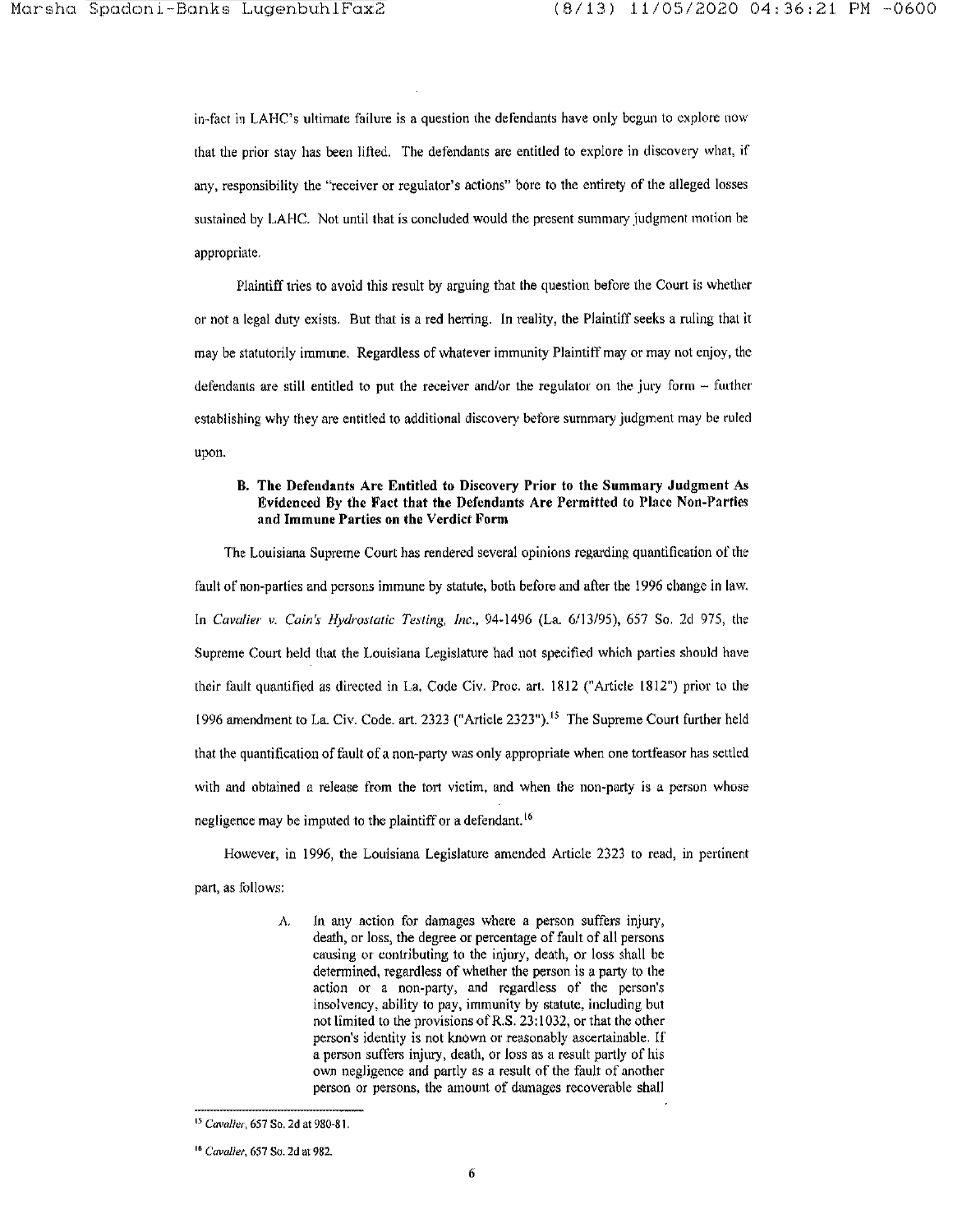in-fact in LAHC's ultimate failure is a question the defendants have only begun to explore now that the prior stay has been lifted. The defendants are entitled to explore in discovery what, if any, responsibility the "receiver or regulator's actions" bore to the entirety of the alleged losses sustained by LAHC. Not until that is concluded would the present summary judgment motion be appropriate.

Plaintiff tries to avoid this result by arguing that the question before the Court is whether or not a legal duty exists. But that is a red herring. In reality, the Plaintiff seeks a ruling that it may be statutorily immune. Regardless of whatever immunity Plaintiff may or may not enjoy, the defendants are still entitled to put the receiver and/or the regulator on the jury form – further establishing why they are entitled to additional discovery before summary judgment may be ruled upon.

### B. The Defendants Are Entitled to Discovery Prior to the Summary Judgment As Evidenced By the Fact that the Defendants Are Permitted to Place Non-Parties and Immune Parties on the Verdict Form

The Louisiana Supreme Court has rendered several opinions regarding quantification of the fault of non-parties and persons immune by statute, both before and after the 1996 change in law. In *Cavalier v. Cain's Hydrostatic Testing, Inc.*, 94-1496 (La. 6/13/95), 657 So. 2d 975, the Supreme Court held that the Louisiana Legislature had not specified which parties should have their fault quantified as directed in La. Code Civ. Proc. art. 1812 ("Article 1812") prior to the 1996 amendment to La. Civ. Code. art. 2323 ("Article 2323").[15] The Supreme Court further held that the quantification of fault of a non-party was only appropriate when one tortfeasor has settled with and obtained a release from the tort victim, and when the non-party is a person whose negligence may be imputed to the plaintiff or a defendant.[16]

However, in 1996, the Louisiana Legislature amended Article 2323 to read, in pertinent part, as follows:

> A. In any action for damages where a person suffers injury, death, or loss, the degree or percentage of fault of all persons causing or contributing to the injury, death, or loss shall be determined, regardless of whether the person is a party to the action or a non-party, and regardless of the person's insolvency, ability to pay, immunity by statute, including but not limited to the provisions of R.S. 23:1032, or that the other person's identity is not known or reasonably ascertainable. If a person suffers injury, death, or loss as a result partly of his own negligence and partly as a result of the fault of another person or persons, the amount of damages recoverable shall

---

[15] *Cavalier*, 657 So. 2d at 980-81.

[16] *Cavalier*, 657 So. 2d at 982.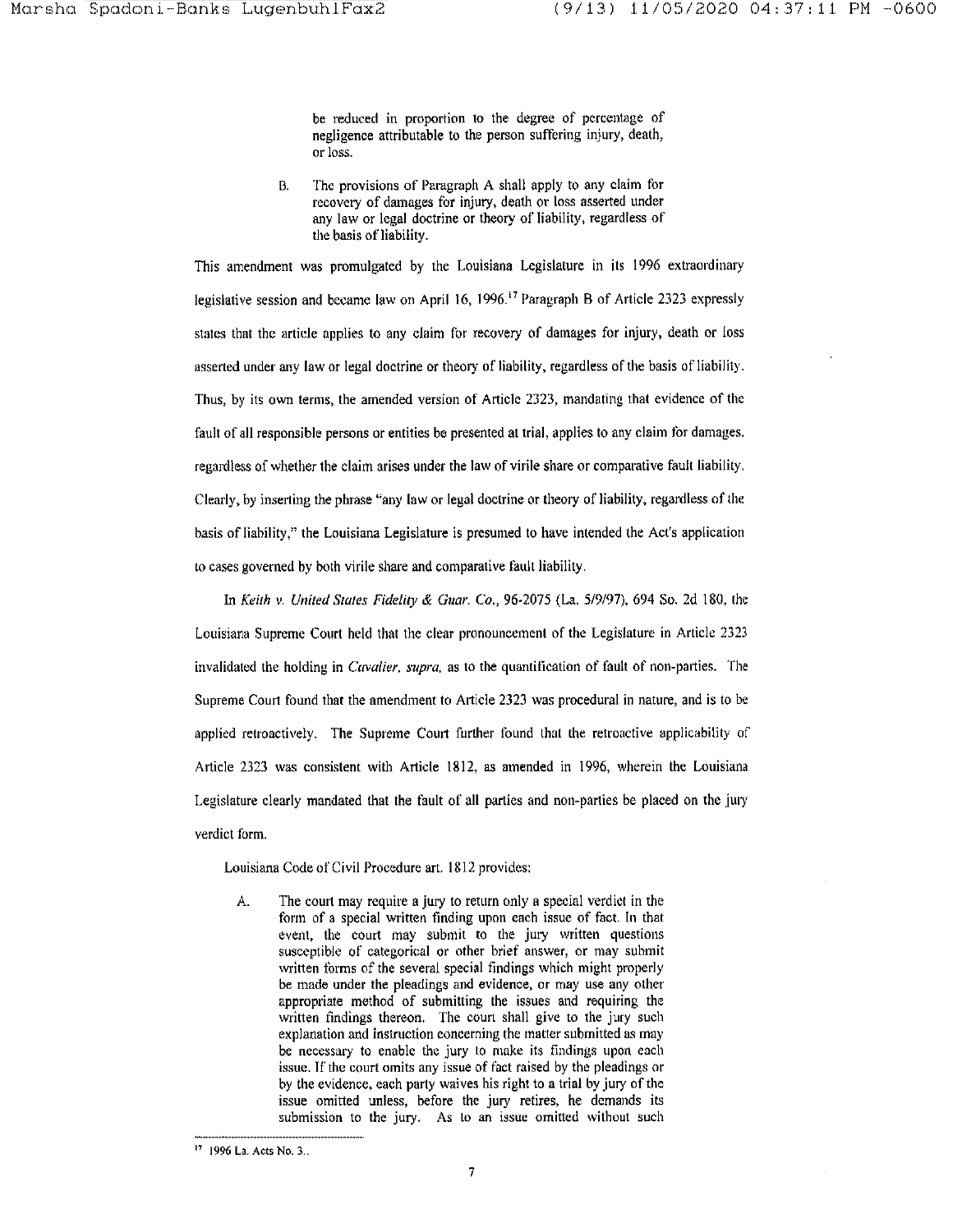> be reduced in proportion to the degree of percentage of negligence attributable to the person suffering injury, death, or loss.
>
> B. The provisions of Paragraph A shall apply to any claim for recovery of damages for injury, death or loss asserted under any law or legal doctrine or theory of liability, regardless of the basis of liability.

This amendment was promulgated by the Louisiana Legislature in its 1996 extraordinary legislative session and became law on April 16, 1996.[17] Paragraph B of Article 2323 expressly states that the article applies to any claim for recovery of damages for injury, death or loss asserted under any law or legal doctrine or theory of liability, regardless of the basis of liability. Thus, by its own terms, the amended version of Article 2323, mandating that evidence of the fault of all responsible persons or entities be presented at trial, applies to any claim for damages, regardless of whether the claim arises under the law of virile share or comparative fault liability. Clearly, by inserting the phrase "any law or legal doctrine or theory of liability, regardless of the basis of liability," the Louisiana Legislature is presumed to have intended the Act's application to cases governed by both virile share and comparative fault liability.

In *Keith v. United States Fidelity & Guar. Co.*, 96-2075 (La. 5/9/97), 694 So. 2d 180, the Louisiana Supreme Court held that the clear pronouncement of the Legislature in Article 2323 invalidated the holding in *Cavalier, supra,* as to the quantification of fault of non-parties. The Supreme Court found that the amendment to Article 2323 was procedural in nature, and is to be applied retroactively. The Supreme Court further found that the retroactive applicability of Article 2323 was consistent with Article 1812, as amended in 1996, wherein the Louisiana Legislature clearly mandated that the fault of all parties and non-parties be placed on the jury verdict form.

Louisiana Code of Civil Procedure art. 1812 provides:

> A. The court may require a jury to return only a special verdict in the form of a special written finding upon each issue of fact. In that event, the court may submit to the jury written questions susceptible of categorical or other brief answer, or may submit written forms of the several special findings which might properly be made under the pleadings and evidence, or may use any other appropriate method of submitting the issues and requiring the written findings thereon. The court shall give to the jury such explanation and instruction concerning the matter submitted as may be necessary to enable the jury to make its findings upon each issue. If the court omits any issue of fact raised by the pleadings or by the evidence, each party waives his right to a trial by jury of the issue omitted unless, before the jury retires, he demands its submission to the jury. As to an issue omitted without such

---

[17] 1996 La. Acts No. 3..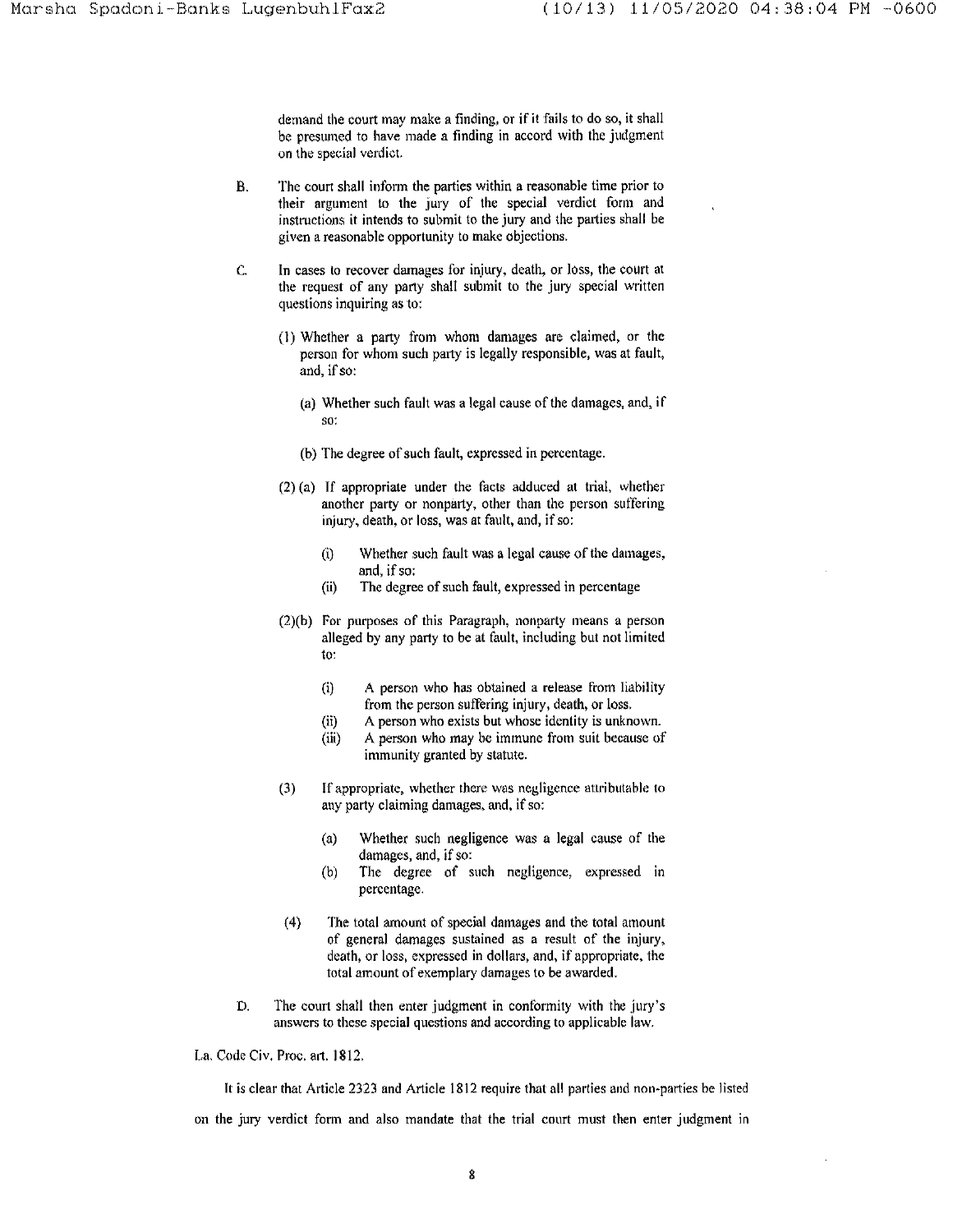demand the court may make a finding, or if it fails to do so, it shall be presumed to have made a finding in accord with the judgment on the special verdict.

B. The court shall inform the parties within a reasonable time prior to their argument to the jury of the special verdict form and instructions it intends to submit to the jury and the parties shall be given a reasonable opportunity to make objections.

C. In cases to recover damages for injury, death, or loss, the court at the request of any party shall submit to the jury special written questions inquiring as to:

(1) Whether a party from whom damages are claimed, or the person for whom such party is legally responsible, was at fault, and, if so:

(a) Whether such fault was a legal cause of the damages, and, if so:

(b) The degree of such fault, expressed in percentage.

(2) (a) If appropriate under the facts adduced at trial, whether another party or nonparty, other than the person suffering injury, death, or loss, was at fault, and, if so:

(i) Whether such fault was a legal cause of the damages, and, if so:

(ii) The degree of such fault, expressed in percentage

(2)(b) For purposes of this Paragraph, nonparty means a person alleged by any party to be at fault, including but not limited to:

(i) A person who has obtained a release from liability from the person suffering injury, death, or loss.

(ii) A person who exists but whose identity is unknown.

(iii) A person who may be immune from suit because of immunity granted by statute.

(3) If appropriate, whether there was negligence attributable to any party claiming damages, and, if so:

(a) Whether such negligence was a legal cause of the damages, and, if so:

(b) The degree of such negligence, expressed in percentage.

(4) The total amount of special damages and the total amount of general damages sustained as a result of the injury, death, or loss, expressed in dollars, and, if appropriate, the total amount of exemplary damages to be awarded.

D. The court shall then enter judgment in conformity with the jury's answers to these special questions and according to applicable law.

La. Code Civ. Proc. art. 1812.

It is clear that Article 2323 and Article 1812 require that all parties and non-parties be listed on the jury verdict form and also mandate that the trial court must then enter judgment in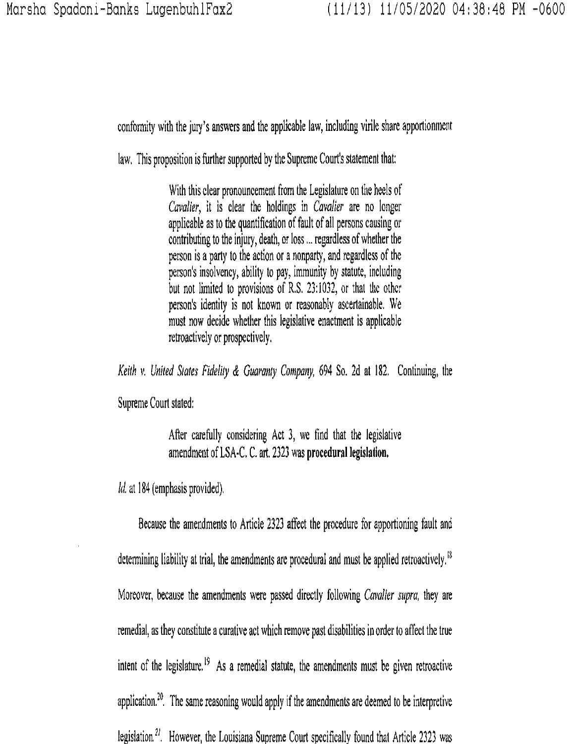conformity with the jury's answers and the applicable law, including virile share apportionment law. This proposition is further supported by the Supreme Court's statement that:

> With this clear pronouncement from the Legislature on the heels of *Cavalier*, it is clear the holdings in *Cavalier* are no longer applicable as to the quantification of fault of all persons causing or contributing to the injury, death, or loss ... regardless of whether the person is a party to the action or a nonparty, and regardless of the person's insolvency, ability to pay, immunity by statute, including but not limited to provisions of R.S. 23:1032, or that the other person's identity is not known or reasonably ascertainable. We must now decide whether this legislative enactment is applicable retroactively or prospectively.

*Keith v. United States Fidelity & Guaranty Company*, 694 So. 2d at 182. Continuing, the Supreme Court stated:

> After carefully considering Act 3, we find that the legislative amendment of LSA-C. C. art. 2323 was **procedural legislation.**

*Id.* at 184 (emphasis provided).

Because the amendments to Article 2323 affect the procedure for apportioning fault and determining liability at trial, the amendments are procedural and must be applied retroactively.[18] Moreover, because the amendments were passed directly following *Cavalier supra,* they are remedial, as they constitute a curative act which remove past disabilities in order to affect the true intent of the legislature.[19] As a remedial statute, the amendments must be given retroactive application.[20]. The same reasoning would apply if the amendments are deemed to be interpretive legislation.[21]. However, the Louisiana Supreme Court specifically found that Article 2323 was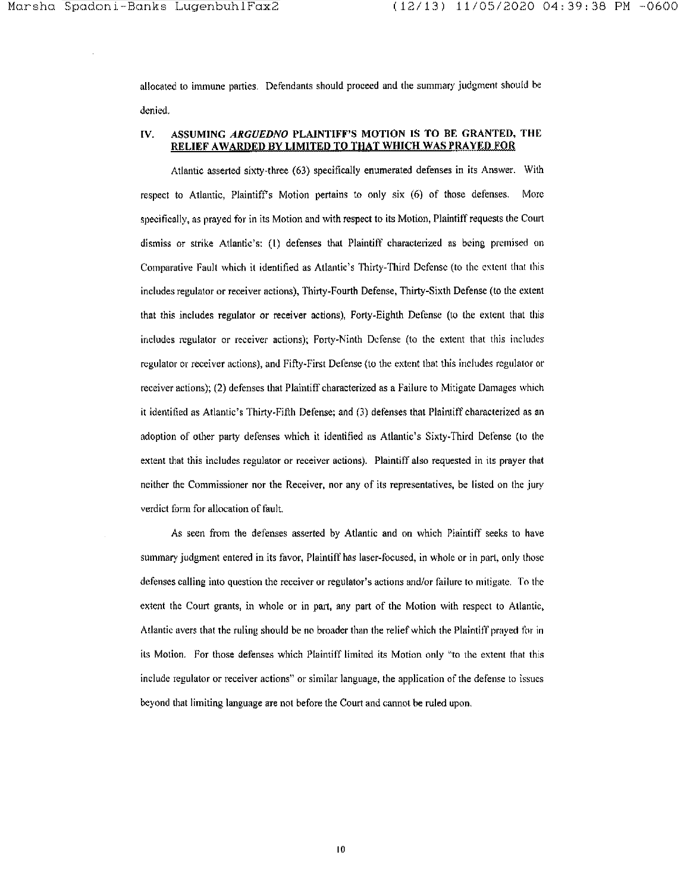allocated to immune parties. Defendants should proceed and the summary judgment should be denied.

## IV. ASSUMING *ARGUEDNO* PLAINTIFF'S MOTION IS TO BE GRANTED, THE RELIEF AWARDED BY LIMITED TO THAT WHICH WAS PRAYED FOR

Atlantic asserted sixty-three (63) specifically enumerated defenses in its Answer. With respect to Atlantic, Plaintiff's Motion pertains to only six (6) of those defenses. More specifically, as prayed for in its Motion and with respect to its Motion, Plaintiff requests the Court dismiss or strike Atlantic's: (1) defenses that Plaintiff characterized as being premised on Comparative Fault which it identified as Atlantic's Thirty-Third Defense (to the extent that this includes regulator or receiver actions), Thirty-Fourth Defense, Thirty-Sixth Defense (to the extent that this includes regulator or receiver actions), Forty-Eighth Defense (to the extent that this includes regulator or receiver actions); Forty-Ninth Defense (to the extent that this includes regulator or receiver actions), and Fifty-First Defense (to the extent that this includes regulator or receiver actions); (2) defenses that Plaintiff characterized as a Failure to Mitigate Damages which it identified as Atlantic's Thirty-Fifth Defense; and (3) defenses that Plaintiff characterized as an adoption of other party defenses which it identified as Atlantic's Sixty-Third Defense (to the extent that this includes regulator or receiver actions). Plaintiff also requested in its prayer that neither the Commissioner nor the Receiver, nor any of its representatives, be listed on the jury verdict form for allocation of fault.

As seen from the defenses asserted by Atlantic and on which Plaintiff seeks to have summary judgment entered in its favor, Plaintiff has laser-focused, in whole or in part, only those defenses calling into question the receiver or regulator's actions and/or failure to mitigate. To the extent the Court grants, in whole or in part, any part of the Motion with respect to Atlantic, Atlantic avers that the ruling should be no broader than the relief which the Plaintiff prayed for in its Motion. For those defenses which Plaintiff limited its Motion only "to the extent that this include regulator or receiver actions" or similar language, the application of the defense to issues beyond that limiting language are not before the Court and cannot be ruled upon.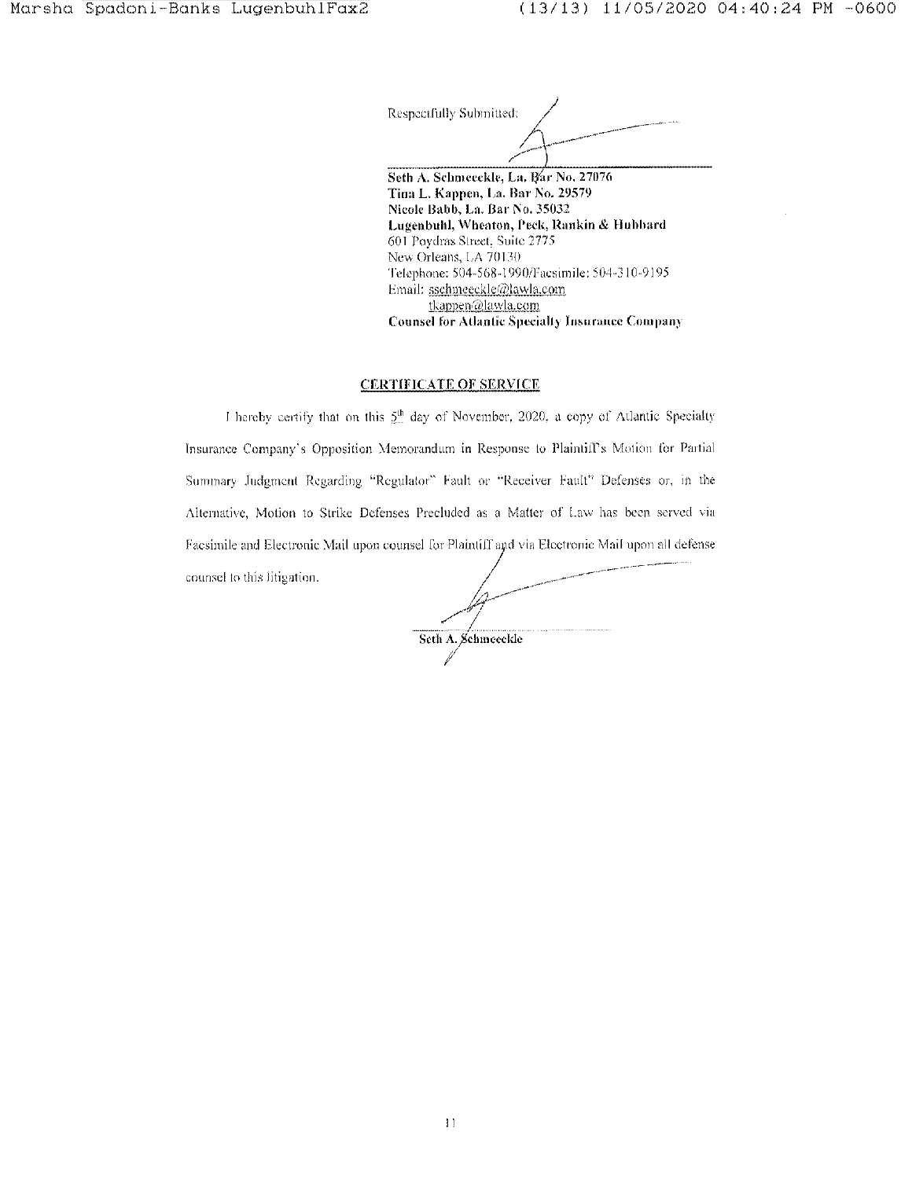Respectfully Submitted:

**Seth A. Schmeeckle, La. Bar No. 27076**
**Tina L. Kappen, La. Bar No. 29579**
**Nicole Babb, La. Bar No. 35032**
**Lugenbuhl, Wheaton, Peck, Rankin & Hubbard**
601 Poydras Street, Suite 2775
New Orleans, LA 70130
Telephone: 504-568-1990/Facsimile: 504-310-9195
Email: sschmeeckle@lawla.com
tkappen@lawla.com
**Counsel for Atlantic Specialty Insurance Company**

## CERTIFICATE OF SERVICE

I hereby certify that on this 5th day of November, 2020, a copy of Atlantic Specialty Insurance Company's Opposition Memorandum in Response to Plaintiff's Motion for Partial Summary Judgment Regarding "Regulator" Fault or "Receiver Fault" Defenses or, in the Alternative, Motion to Strike Defenses Precluded as a Matter of Law has been served via Facsimile and Electronic Mail upon counsel for Plaintiff and via Electronic Mail upon all defense counsel to this litigation.

**Seth A. Schmeeckle**